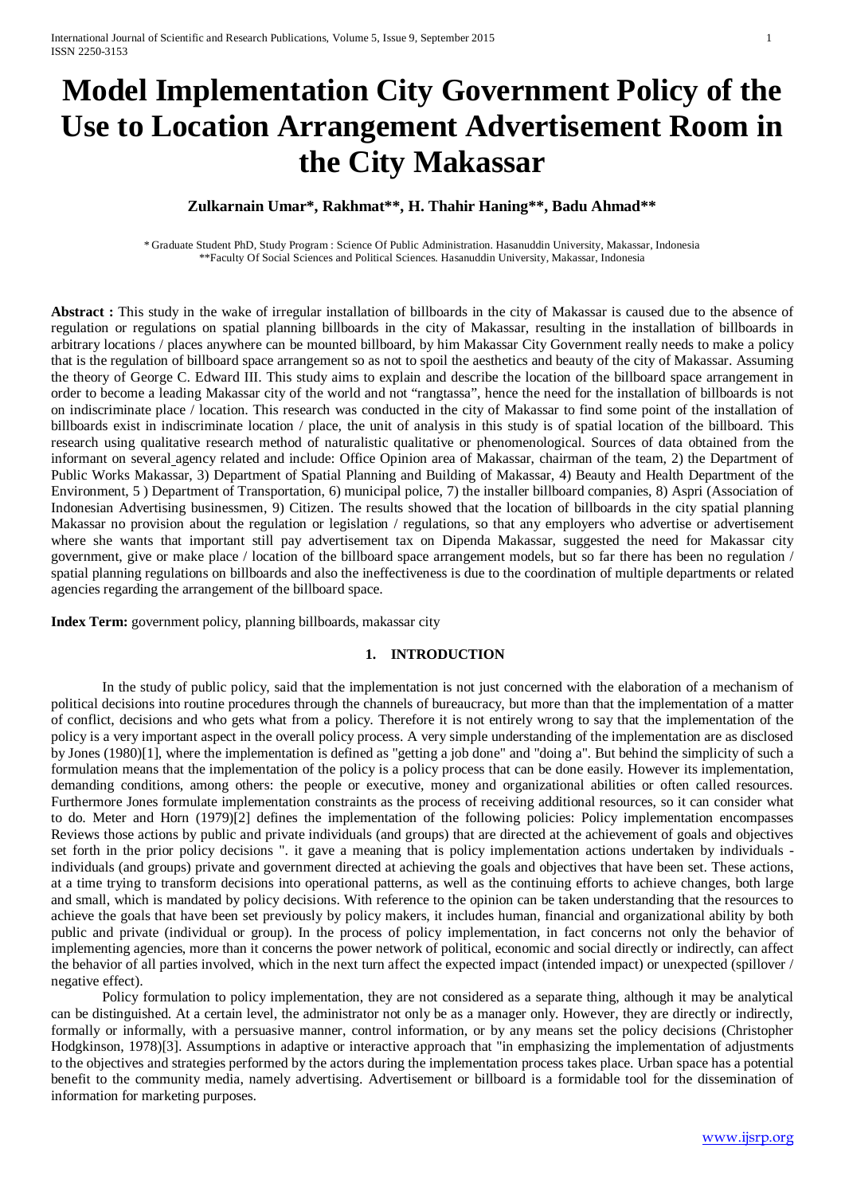# Model Implementation City Government Policy of the Use to Location Arrangement Advertisement Room in the City Makassar

**Zulkarnain Umar*, Rakhmat**, H. Thahir Haning**, Badu Ahmad****

* Graduate Student PhD, Study Program : Science Of Public Administration. Hasanuddin University, Makassar, Indonesia
**Faculty Of Social Sciences and Political Sciences. Hasanuddin University, Makassar, Indonesia

**Abstract :** This study in the wake of irregular installation of billboards in the city of Makassar is caused due to the absence of regulation or regulations on spatial planning billboards in the city of Makassar, resulting in the installation of billboards in arbitrary locations / places anywhere can be mounted billboard, by him Makassar City Government really needs to make a policy that is the regulation of billboard space arrangement so as not to spoil the aesthetics and beauty of the city of Makassar. Assuming the theory of George C. Edward III. This study aims to explain and describe the location of the billboard space arrangement in order to become a leading Makassar city of the world and not "rangtassa", hence the need for the installation of billboards is not on indiscriminate place / location. This research was conducted in the city of Makassar to find some point of the installation of billboards exist in indiscriminate location / place, the unit of analysis in this study is of spatial location of the billboard. This research using qualitative research method of naturalistic qualitative or phenomenological. Sources of data obtained from the informant on several agency related and include: Office Opinion area of Makassar, chairman of the team, 2) the Department of Public Works Makassar, 3) Department of Spatial Planning and Building of Makassar, 4) Beauty and Health Department of the Environment, 5 ) Department of Transportation, 6) municipal police, 7) the installer billboard companies, 8) Aspri (Association of Indonesian Advertising businessmen, 9) Citizen. The results showed that the location of billboards in the city spatial planning Makassar no provision about the regulation or legislation / regulations, so that any employers who advertise or advertisement where she wants that important still pay advertisement tax on Dipenda Makassar, suggested the need for Makassar city government, give or make place / location of the billboard space arrangement models, but so far there has been no regulation / spatial planning regulations on billboards and also the ineffectiveness is due to the coordination of multiple departments or related agencies regarding the arrangement of the billboard space.

**Index Term:** government policy, planning billboards, makassar city

## 1. INTRODUCTION

In the study of public policy, said that the implementation is not just concerned with the elaboration of a mechanism of political decisions into routine procedures through the channels of bureaucracy, but more than that the implementation of a matter of conflict, decisions and who gets what from a policy. Therefore it is not entirely wrong to say that the implementation of the policy is a very important aspect in the overall policy process. A very simple understanding of the implementation are as disclosed by Jones (1980)[1], where the implementation is defined as "getting a job done" and "doing a". But behind the simplicity of such a formulation means that the implementation of the policy is a policy process that can be done easily. However its implementation, demanding conditions, among others: the people or executive, money and organizational abilities or often called resources. Furthermore Jones formulate implementation constraints as the process of receiving additional resources, so it can consider what to do. Meter and Horn (1979)[2] defines the implementation of the following policies: Policy implementation encompasses Reviews those actions by public and private individuals (and groups) that are directed at the achievement of goals and objectives set forth in the prior policy decisions ". it gave a meaning that is policy implementation actions undertaken by individuals - individuals (and groups) private and government directed at achieving the goals and objectives that have been set. These actions, at a time trying to transform decisions into operational patterns, as well as the continuing efforts to achieve changes, both large and small, which is mandated by policy decisions. With reference to the opinion can be taken understanding that the resources to achieve the goals that have been set previously by policy makers, it includes human, financial and organizational ability by both public and private (individual or group). In the process of policy implementation, in fact concerns not only the behavior of implementing agencies, more than it concerns the power network of political, economic and social directly or indirectly, can affect the behavior of all parties involved, which in the next turn affect the expected impact (intended impact) or unexpected (spillover / negative effect).

Policy formulation to policy implementation, they are not considered as a separate thing, although it may be analytical can be distinguished. At a certain level, the administrator not only be as a manager only. However, they are directly or indirectly, formally or informally, with a persuasive manner, control information, or by any means set the policy decisions (Christopher Hodgkinson, 1978)[3]. Assumptions in adaptive or interactive approach that "in emphasizing the implementation of adjustments to the objectives and strategies performed by the actors during the implementation process takes place. Urban space has a potential benefit to the community media, namely advertising. Advertisement or billboard is a formidable tool for the dissemination of information for marketing purposes.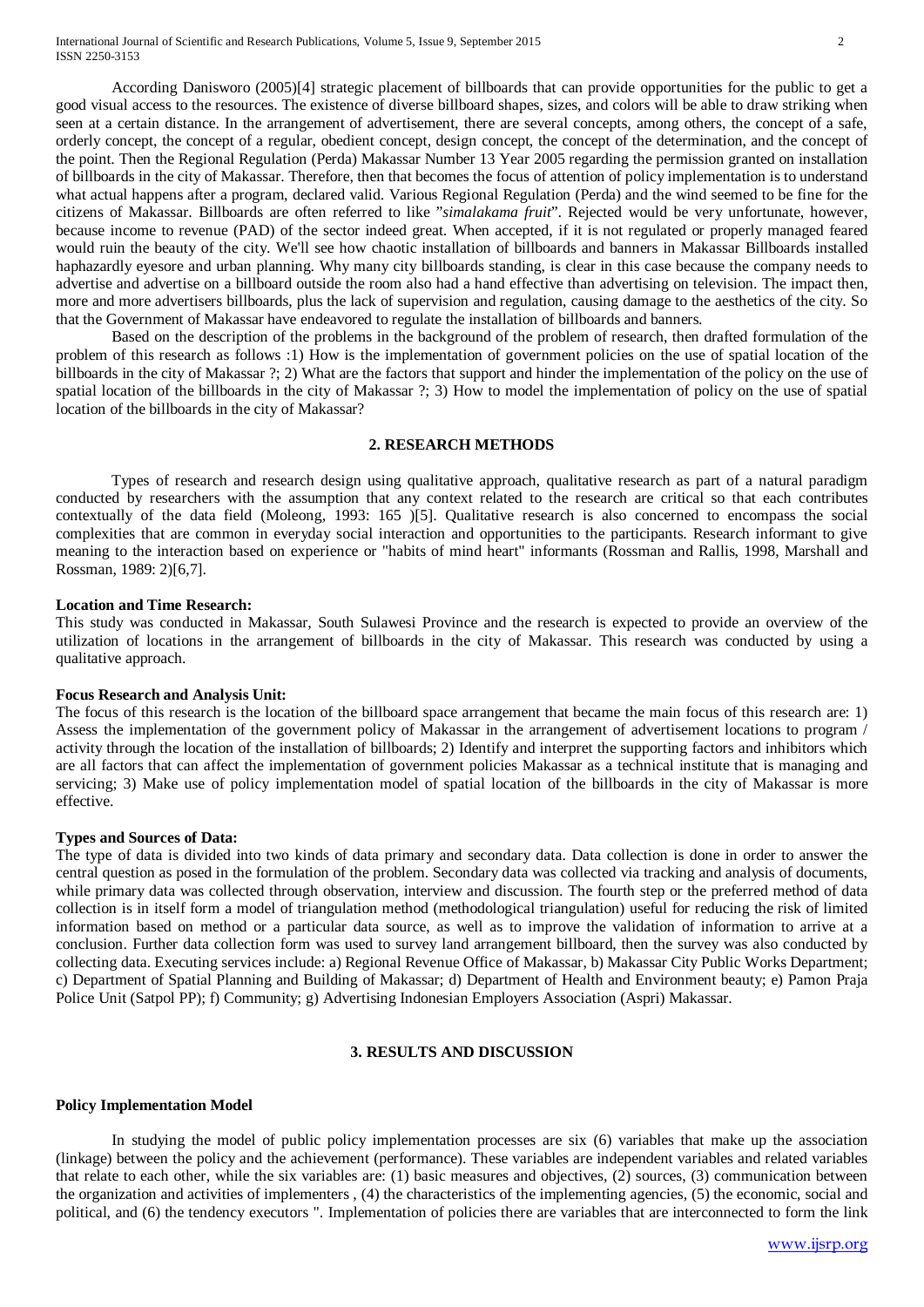According Danisworo (2005)[4] strategic placement of billboards that can provide opportunities for the public to get a good visual access to the resources. The existence of diverse billboard shapes, sizes, and colors will be able to draw striking when seen at a certain distance. In the arrangement of advertisement, there are several concepts, among others, the concept of a safe, orderly concept, the concept of a regular, obedient concept, design concept, the concept of the determination, and the concept of the point. Then the Regional Regulation (Perda) Makassar Number 13 Year 2005 regarding the permission granted on installation of billboards in the city of Makassar. Therefore, then that becomes the focus of attention of policy implementation is to understand what actual happens after a program, declared valid. Various Regional Regulation (Perda) and the wind seemed to be fine for the citizens of Makassar. Billboards are often referred to like "*simalakama fruit*". Rejected would be very unfortunate, however, because income to revenue (PAD) of the sector indeed great. When accepted, if it is not regulated or properly managed feared would ruin the beauty of the city. We'll see how chaotic installation of billboards and banners in Makassar Billboards installed haphazardly eyesore and urban planning. Why many city billboards standing, is clear in this case because the company needs to advertise and advertise on a billboard outside the room also had a hand effective than advertising on television. The impact then, more and more advertisers billboards, plus the lack of supervision and regulation, causing damage to the aesthetics of the city. So that the Government of Makassar have endeavored to regulate the installation of billboards and banners.

Based on the description of the problems in the background of the problem of research, then drafted formulation of the problem of this research as follows :1) How is the implementation of government policies on the use of spatial location of the billboards in the city of Makassar ?; 2) What are the factors that support and hinder the implementation of the policy on the use of spatial location of the billboards in the city of Makassar ?; 3) How to model the implementation of policy on the use of spatial location of the billboards in the city of Makassar?

## 2. RESEARCH METHODS

Types of research and research design using qualitative approach, qualitative research as part of a natural paradigm conducted by researchers with the assumption that any context related to the research are critical so that each contributes contextually of the data field (Moleong, 1993: 165 )[5]. Qualitative research is also concerned to encompass the social complexities that are common in everyday social interaction and opportunities to the participants. Research informant to give meaning to the interaction based on experience or "habits of mind heart" informants (Rossman and Rallis, 1998, Marshall and Rossman, 1989: 2)[6,7].

**Location and Time Research:**
This study was conducted in Makassar, South Sulawesi Province and the research is expected to provide an overview of the utilization of locations in the arrangement of billboards in the city of Makassar. This research was conducted by using a qualitative approach.

**Focus Research and Analysis Unit:**
The focus of this research is the location of the billboard space arrangement that became the main focus of this research are: 1) Assess the implementation of the government policy of Makassar in the arrangement of advertisement locations to program / activity through the location of the installation of billboards; 2) Identify and interpret the supporting factors and inhibitors which are all factors that can affect the implementation of government policies Makassar as a technical institute that is managing and servicing; 3) Make use of policy implementation model of spatial location of the billboards in the city of Makassar is more effective.

**Types and Sources of Data:**
The type of data is divided into two kinds of data primary and secondary data. Data collection is done in order to answer the central question as posed in the formulation of the problem. Secondary data was collected via tracking and analysis of documents, while primary data was collected through observation, interview and discussion. The fourth step or the preferred method of data collection is in itself form a model of triangulation method (methodological triangulation) useful for reducing the risk of limited information based on method or a particular data source, as well as to improve the validation of information to arrive at a conclusion. Further data collection form was used to survey land arrangement billboard, then the survey was also conducted by collecting data. Executing services include: a) Regional Revenue Office of Makassar, b) Makassar City Public Works Department; c) Department of Spatial Planning and Building of Makassar; d) Department of Health and Environment beauty; e) Pamon Praja Police Unit (Satpol PP); f) Community; g) Advertising Indonesian Employers Association (Aspri) Makassar.

## 3. RESULTS AND DISCUSSION

**Policy Implementation Model**

In studying the model of public policy implementation processes are six (6) variables that make up the association (linkage) between the policy and the achievement (performance). These variables are independent variables and related variables that relate to each other, while the six variables are: (1) basic measures and objectives, (2) sources, (3) communication between the organization and activities of implementers , (4) the characteristics of the implementing agencies, (5) the economic, social and political, and (6) the tendency executors ". Implementation of policies there are variables that are interconnected to form the link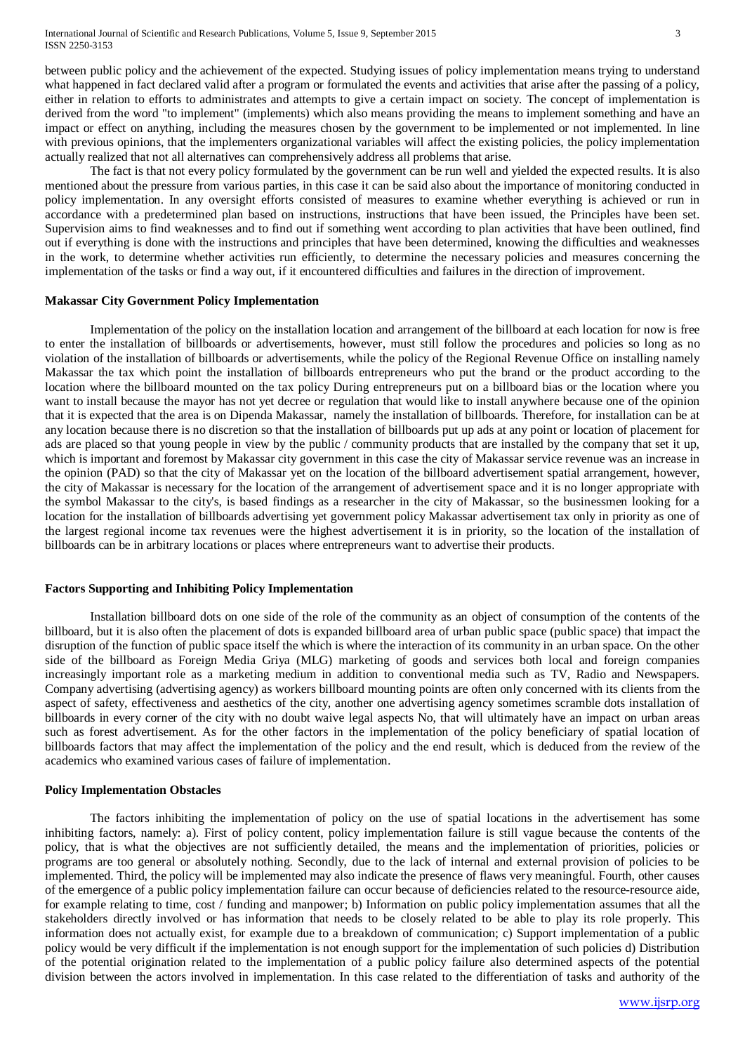between public policy and the achievement of the expected. Studying issues of policy implementation means trying to understand what happened in fact declared valid after a program or formulated the events and activities that arise after the passing of a policy, either in relation to efforts to administrates and attempts to give a certain impact on society. The concept of implementation is derived from the word "to implement" (implements) which also means providing the means to implement something and have an impact or effect on anything, including the measures chosen by the government to be implemented or not implemented. In line with previous opinions, that the implementers organizational variables will affect the existing policies, the policy implementation actually realized that not all alternatives can comprehensively address all problems that arise.

The fact is that not every policy formulated by the government can be run well and yielded the expected results. It is also mentioned about the pressure from various parties, in this case it can be said also about the importance of monitoring conducted in policy implementation. In any oversight efforts consisted of measures to examine whether everything is achieved or run in accordance with a predetermined plan based on instructions, instructions that have been issued, the Principles have been set. Supervision aims to find weaknesses and to find out if something went according to plan activities that have been outlined, find out if everything is done with the instructions and principles that have been determined, knowing the difficulties and weaknesses in the work, to determine whether activities run efficiently, to determine the necessary policies and measures concerning the implementation of the tasks or find a way out, if it encountered difficulties and failures in the direction of improvement.

**Makassar City Government Policy Implementation**

Implementation of the policy on the installation location and arrangement of the billboard at each location for now is free to enter the installation of billboards or advertisements, however, must still follow the procedures and policies so long as no violation of the installation of billboards or advertisements, while the policy of the Regional Revenue Office on installing namely Makassar the tax which point the installation of billboards entrepreneurs who put the brand or the product according to the location where the billboard mounted on the tax policy During entrepreneurs put on a billboard bias or the location where you want to install because the mayor has not yet decree or regulation that would like to install anywhere because one of the opinion that it is expected that the area is on Dipenda Makassar, namely the installation of billboards. Therefore, for installation can be at any location because there is no discretion so that the installation of billboards put up ads at any point or location of placement for ads are placed so that young people in view by the public / community products that are installed by the company that set it up, which is important and foremost by Makassar city government in this case the city of Makassar service revenue was an increase in the opinion (PAD) so that the city of Makassar yet on the location of the billboard advertisement spatial arrangement, however, the city of Makassar is necessary for the location of the arrangement of advertisement space and it is no longer appropriate with the symbol Makassar to the city's, is based findings as a researcher in the city of Makassar, so the businessmen looking for a location for the installation of billboards advertising yet government policy Makassar advertisement tax only in priority as one of the largest regional income tax revenues were the highest advertisement it is in priority, so the location of the installation of billboards can be in arbitrary locations or places where entrepreneurs want to advertise their products.

**Factors Supporting and Inhibiting Policy Implementation**

Installation billboard dots on one side of the role of the community as an object of consumption of the contents of the billboard, but it is also often the placement of dots is expanded billboard area of urban public space (public space) that impact the disruption of the function of public space itself the which is where the interaction of its community in an urban space. On the other side of the billboard as Foreign Media Griya (MLG) marketing of goods and services both local and foreign companies increasingly important role as a marketing medium in addition to conventional media such as TV, Radio and Newspapers. Company advertising (advertising agency) as workers billboard mounting points are often only concerned with its clients from the aspect of safety, effectiveness and aesthetics of the city, another one advertising agency sometimes scramble dots installation of billboards in every corner of the city with no doubt waive legal aspects No, that will ultimately have an impact on urban areas such as forest advertisement. As for the other factors in the implementation of the policy beneficiary of spatial location of billboards factors that may affect the implementation of the policy and the end result, which is deduced from the review of the academics who examined various cases of failure of implementation.

**Policy Implementation Obstacles**

The factors inhibiting the implementation of policy on the use of spatial locations in the advertisement has some inhibiting factors, namely: a). First of policy content, policy implementation failure is still vague because the contents of the policy, that is what the objectives are not sufficiently detailed, the means and the implementation of priorities, policies or programs are too general or absolutely nothing. Secondly, due to the lack of internal and external provision of policies to be implemented. Third, the policy will be implemented may also indicate the presence of flaws very meaningful. Fourth, other causes of the emergence of a public policy implementation failure can occur because of deficiencies related to the resource-resource aide, for example relating to time, cost / funding and manpower; b) Information on public policy implementation assumes that all the stakeholders directly involved or has information that needs to be closely related to be able to play its role properly. This information does not actually exist, for example due to a breakdown of communication; c) Support implementation of a public policy would be very difficult if the implementation is not enough support for the implementation of such policies d) Distribution of the potential origination related to the implementation of a public policy failure also determined aspects of the potential division between the actors involved in implementation. In this case related to the differentiation of tasks and authority of the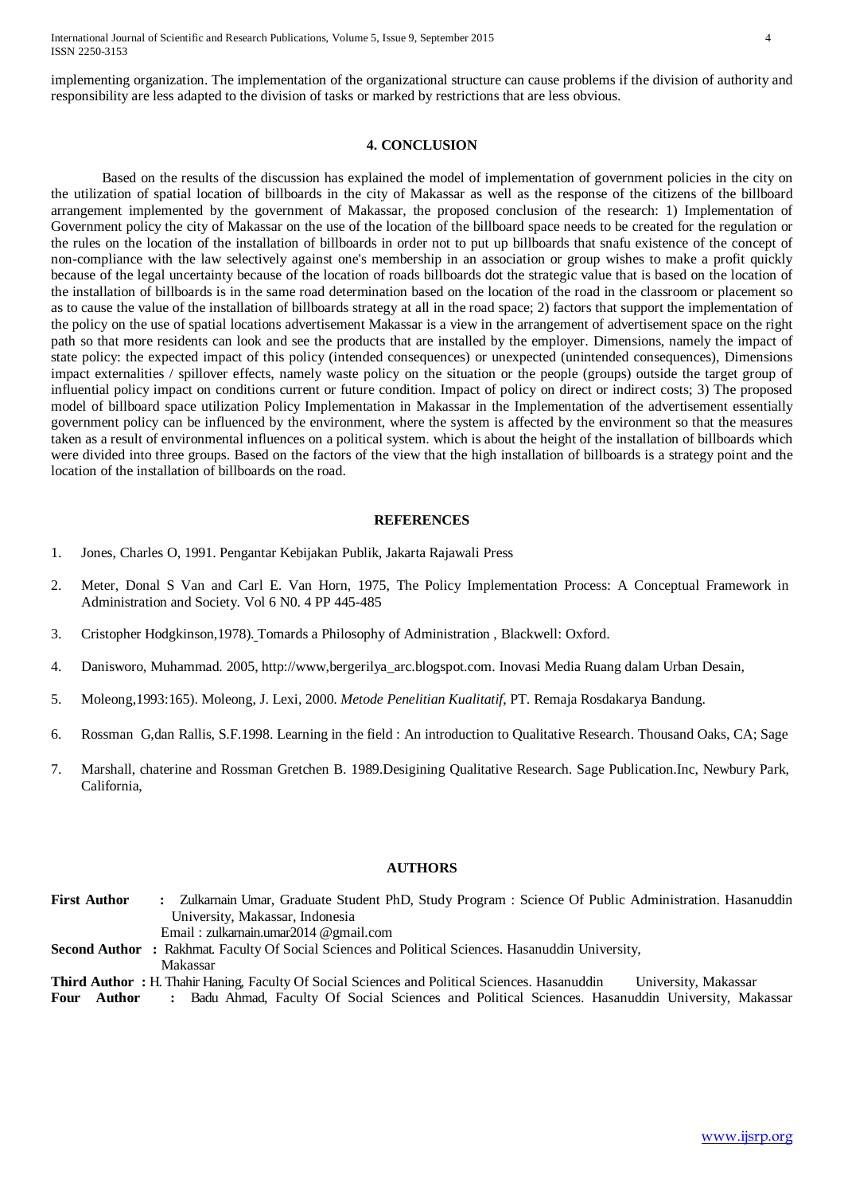implementing organization. The implementation of the organizational structure can cause problems if the division of authority and responsibility are less adapted to the division of tasks or marked by restrictions that are less obvious.

## 4. CONCLUSION

Based on the results of the discussion has explained the model of implementation of government policies in the city on the utilization of spatial location of billboards in the city of Makassar as well as the response of the citizens of the billboard arrangement implemented by the government of Makassar, the proposed conclusion of the research: 1) Implementation of Government policy the city of Makassar on the use of the location of the billboard space needs to be created for the regulation or the rules on the location of the installation of billboards in order not to put up billboards that snafu existence of the concept of non-compliance with the law selectively against one's membership in an association or group wishes to make a profit quickly because of the legal uncertainty because of the location of roads billboards dot the strategic value that is based on the location of the installation of billboards is in the same road determination based on the location of the road in the classroom or placement so as to cause the value of the installation of billboards strategy at all in the road space; 2) factors that support the implementation of the policy on the use of spatial locations advertisement Makassar is a view in the arrangement of advertisement space on the right path so that more residents can look and see the products that are installed by the employer. Dimensions, namely the impact of state policy: the expected impact of this policy (intended consequences) or unexpected (unintended consequences), Dimensions impact externalities / spillover effects, namely waste policy on the situation or the people (groups) outside the target group of influential policy impact on conditions current or future condition. Impact of policy on direct or indirect costs; 3) The proposed model of billboard space utilization Policy Implementation in Makassar in the Implementation of the advertisement essentially government policy can be influenced by the environment, where the system is affected by the environment so that the measures taken as a result of environmental influences on a political system. which is about the height of the installation of billboards which were divided into three groups. Based on the factors of the view that the high installation of billboards is a strategy point and the location of the installation of billboards on the road.

## REFERENCES

1. Jones, Charles O, 1991. Pengantar Kebijakan Publik, Jakarta Rajawali Press
2. Meter, Donal S Van and Carl E. Van Horn, 1975, The Policy Implementation Process: A Conceptual Framework in Administration and Society. Vol 6 N0. 4 PP 445-485
3. Cristopher Hodgkinson,1978). Tomards a Philosophy of Administration , Blackwell: Oxford.
4. Danisworo, Muhammad. 2005, http://www,bergerilya_arc.blogspot.com. Inovasi Media Ruang dalam Urban Desain,
5. Moleong,1993:165). Moleong, J. Lexi, 2000. *Metode Penelitian Kualitatif*, PT. Remaja Rosdakarya Bandung.
6. Rossman G,dan Rallis, S.F.1998. Learning in the field : An introduction to Qualitative Research. Thousand Oaks, CA; Sage
7. Marshall, chaterine and Rossman Gretchen B. 1989.Desigining Qualitative Research. Sage Publication.Inc, Newbury Park, California,

## AUTHORS

**First Author** : Zulkarnain Umar, Graduate Student PhD, Study Program : Science Of Public Administration. Hasanuddin University, Makassar, Indonesia
Email : zulkarnain.umar2014 @gmail.com

**Second Author** : Rakhmat. Faculty Of Social Sciences and Political Sciences. Hasanuddin University, Makassar

**Third Author** : H. Thahir Haning, Faculty Of Social Sciences and Political Sciences. Hasanuddin University, Makassar

**Four Author** : Badu Ahmad, Faculty Of Social Sciences and Political Sciences. Hasanuddin University, Makassar